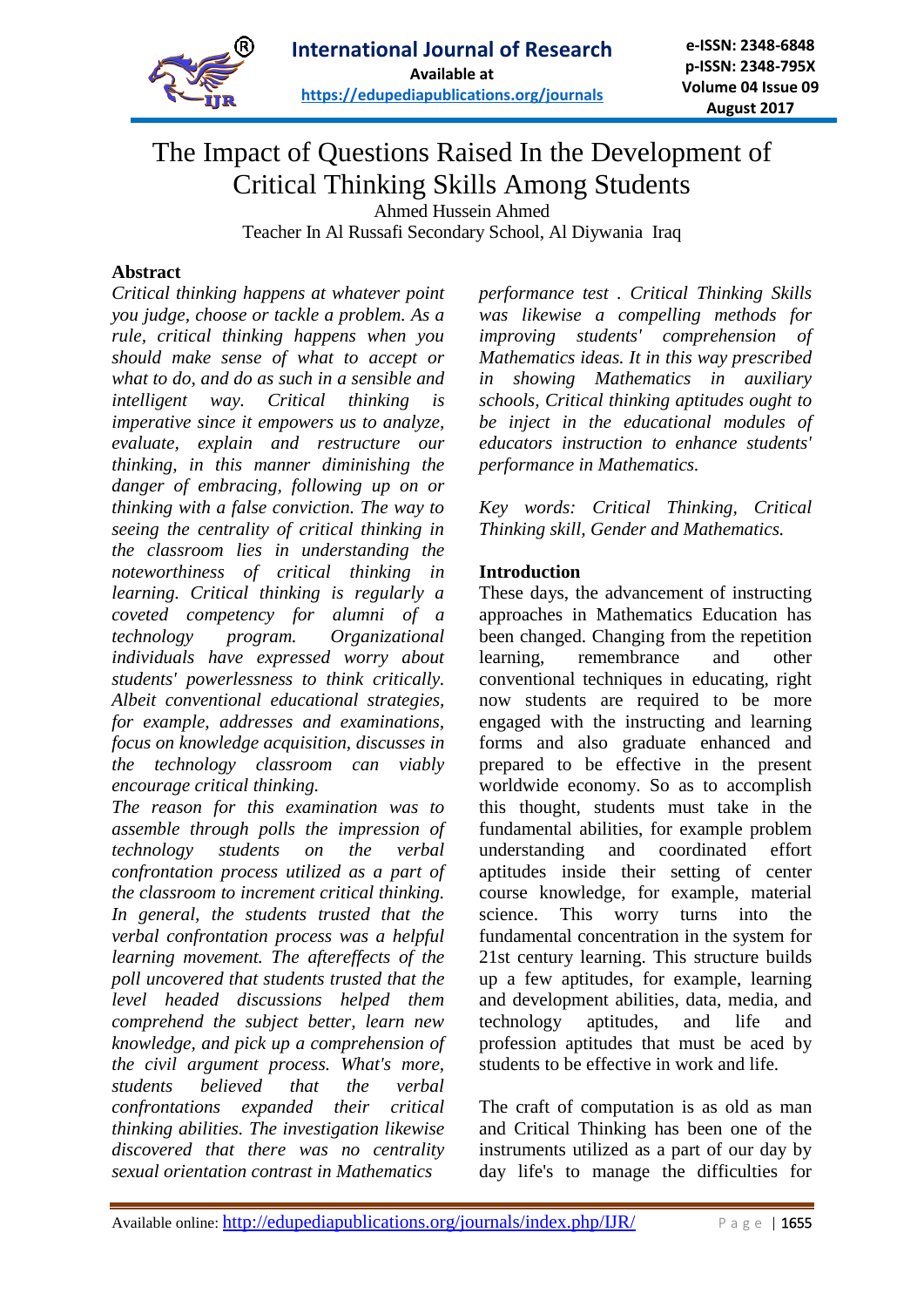# The Impact of Questions Raised In the Development of Critical Thinking Skills Among Students

Ahmed Hussein Ahmed

Teacher In Al Russafi Secondary School, Al Diywania Iraq

## Abstract

*Critical thinking happens at whatever point you judge, choose or tackle a problem. As a rule, critical thinking happens when you should make sense of what to accept or what to do, and do as such in a sensible and intelligent way. Critical thinking is imperative since it empowers us to analyze, evaluate, explain and restructure our thinking, in this manner diminishing the danger of embracing, following up on or thinking with a false conviction. The way to seeing the centrality of critical thinking in the classroom lies in understanding the noteworthiness of critical thinking in learning. Critical thinking is regularly a coveted competency for alumni of a technology program. Organizational individuals have expressed worry about students' powerlessness to think critically. Albeit conventional educational strategies, for example, addresses and examinations, focus on knowledge acquisition, discusses in the technology classroom can viably encourage critical thinking.*

*The reason for this examination was to assemble through polls the impression of technology students on the verbal confrontation process utilized as a part of the classroom to increment critical thinking. In general, the students trusted that the verbal confrontation process was a helpful learning movement. The aftereffects of the poll uncovered that students trusted that the level headed discussions helped them comprehend the subject better, learn new knowledge, and pick up a comprehension of the civil argument process. What's more, students believed that the verbal confrontations expanded their critical thinking abilities. The investigation likewise discovered that there was no centrality sexual orientation contrast in Mathematics performance test . Critical Thinking Skills was likewise a compelling methods for improving students' comprehension of Mathematics ideas. It in this way prescribed in showing Mathematics in auxiliary schools, Critical thinking aptitudes ought to be inject in the educational modules of educators instruction to enhance students' performance in Mathematics.*

*Key words: Critical Thinking, Critical Thinking skill, Gender and Mathematics.*

## Introduction

These days, the advancement of instructing approaches in Mathematics Education has been changed. Changing from the repetition learning, remembrance and other conventional techniques in educating, right now students are required to be more engaged with the instructing and learning forms and also graduate enhanced and prepared to be effective in the present worldwide economy. So as to accomplish this thought, students must take in the fundamental abilities, for example problem understanding and coordinated effort aptitudes inside their setting of center course knowledge, for example, material science. This worry turns into the fundamental concentration in the system for 21st century learning. This structure builds up a few aptitudes, for example, learning and development abilities, data, media, and technology aptitudes, and life and profession aptitudes that must be aced by students to be effective in work and life.

The craft of computation is as old as man and Critical Thinking has been one of the instruments utilized as a part of our day by day life's to manage the difficulties for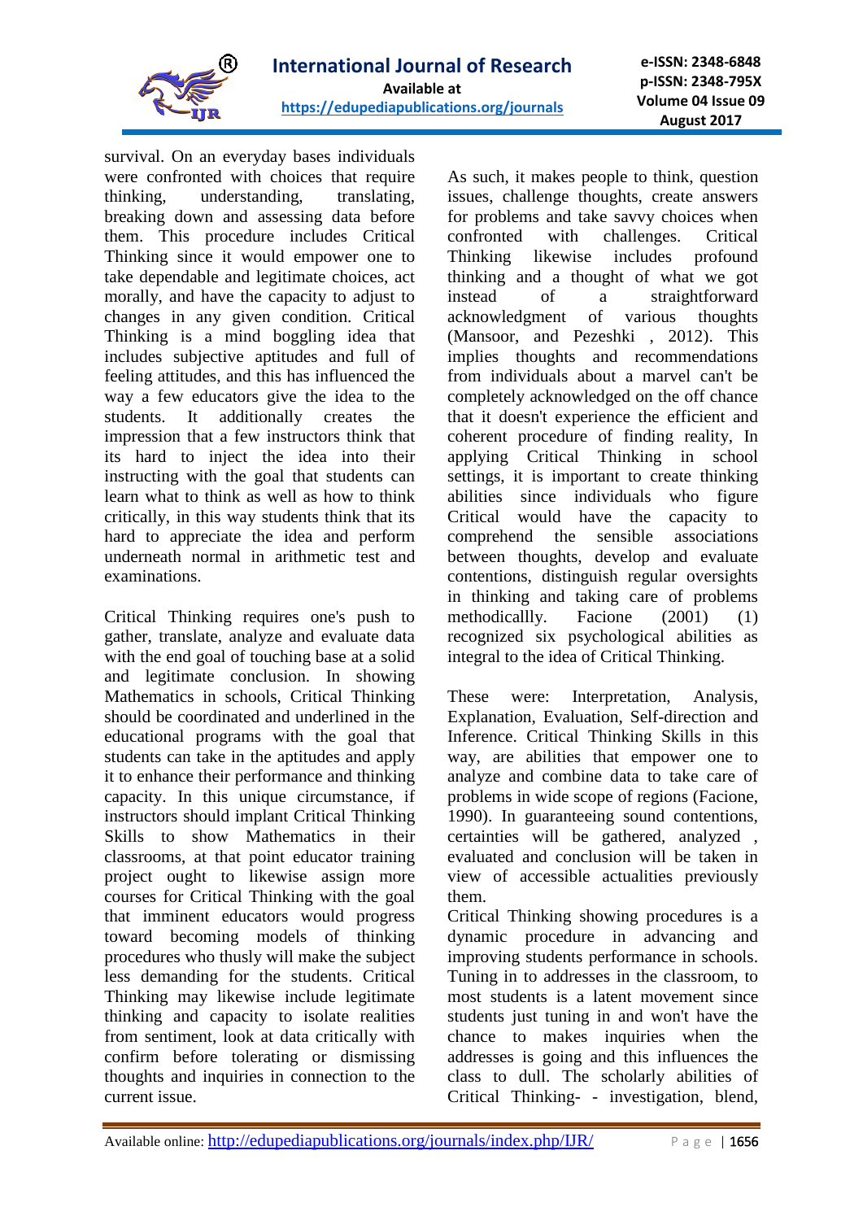survival. On an everyday bases individuals were confronted with choices that require thinking, understanding, translating, breaking down and assessing data before them. This procedure includes Critical Thinking since it would empower one to take dependable and legitimate choices, act morally, and have the capacity to adjust to changes in any given condition. Critical Thinking is a mind boggling idea that includes subjective aptitudes and full of feeling attitudes, and this has influenced the way a few educators give the idea to the students. It additionally creates the impression that a few instructors think that its hard to inject the idea into their instructing with the goal that students can learn what to think as well as how to think critically, in this way students think that its hard to appreciate the idea and perform underneath normal in arithmetic test and examinations.

Critical Thinking requires one's push to gather, translate, analyze and evaluate data with the end goal of touching base at a solid and legitimate conclusion. In showing Mathematics in schools, Critical Thinking should be coordinated and underlined in the educational programs with the goal that students can take in the aptitudes and apply it to enhance their performance and thinking capacity. In this unique circumstance, if instructors should implant Critical Thinking Skills to show Mathematics in their classrooms, at that point educator training project ought to likewise assign more courses for Critical Thinking with the goal that imminent educators will progress toward becoming models of thinking procedures who thusly will make the subject less demanding for the students. Critical Thinking may likewise include legitimate thinking and capacity to isolate realities from sentiment, look at data critically with confirm before tolerating or dismissing thoughts and inquiries in connection to the current issue.

As such, it makes people to think, question issues, challenge thoughts, create answers for problems and take savvy choices when confronted with challenges. Critical Thinking likewise includes profound thinking and a thought of what we got instead of a straightforward acknowledgment of various thoughts (Mansoor, and Pezeshki , 2012). This implies thoughts and recommendations from individuals about a marvel can't be completely acknowledged on the off chance that it doesn't experience the efficient and coherent procedure of finding reality, In applying Critical Thinking in school settings, it is important to create thinking abilities since individuals who figure Critical would have the capacity to comprehend the sensible associations between thoughts, develop and evaluate contentions, distinguish regular oversights in thinking and taking care of problems methodicallly. Facione (2001) (1) recognized six psychological abilities as integral to the idea of Critical Thinking.

These were: Interpretation, Analysis, Explanation, Evaluation, Self-direction and Inference. Critical Thinking Skills in this way, are abilities that empower one to analyze and combine data to take care of problems in wide scope of regions (Facione, 1990). In guaranteeing sound contentions, certainties will be gathered, analyzed , evaluated and conclusion will be taken in view of accessible actualities previously them.

Critical Thinking showing procedures is a dynamic procedure in advancing and improving students performance in schools. Tuning in to addresses in the classroom, to most students is a latent movement since students just tuning in and won't have the chance to makes inquiries when the addresses is going and this influences the class to dull. The scholarly abilities of Critical Thinking- - investigation, blend,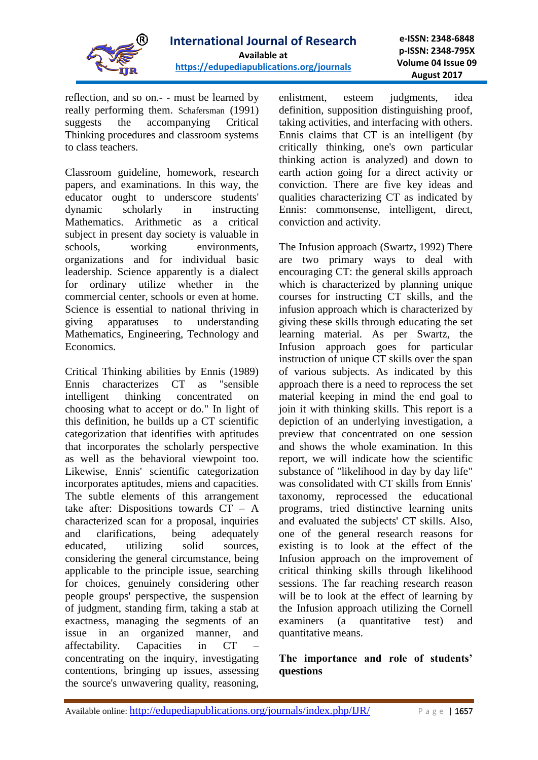reflection, and so on.- - must be learned by really performing them. Schafersman (1991) suggests the accompanying Critical Thinking procedures and classroom systems to class teachers.

Classroom guideline, homework, research papers, and examinations. In this way, the educator ought to underscore students' dynamic scholarly in instructing Mathematics. Arithmetic as a critical subject in present day society is valuable in schools, working environments, organizations and for individual basic leadership. Science apparently is a dialect for ordinary utilize whether in the commercial center, schools or even at home. Science is essential to national thriving in giving apparatuses to understanding Mathematics, Engineering, Technology and Economics.

Critical Thinking abilities by Ennis (1989) Ennis characterizes CT as "sensible intelligent thinking concentrated on choosing what to accept or do." In light of this definition, he builds up a CT scientific categorization that identifies with aptitudes that incorporates the scholarly perspective as well as the behavioral viewpoint too. Likewise, Ennis' scientific categorization incorporates aptitudes, miens and capacities. The subtle elements of this arrangement take after: Dispositions towards CT – A characterized scan for a proposal, inquiries and clarifications, being adequately educated, utilizing solid sources, considering the general circumstance, being applicable to the principle issue, searching for choices, genuinely considering other people groups' perspective, the suspension of judgment, standing firm, taking a stab at exactness, managing the segments of an issue in an organized manner, and affectability. Capacities in CT – concentrating on the inquiry, investigating contentions, bringing up issues, assessing the source's unwavering quality, reasoning, enlistment, esteem judgments, idea definition, supposition distinguishing proof, taking activities, and interfacing with others. Ennis claims that CT is an intelligent (by critically thinking, one's own particular thinking action is analyzed) and down to earth action going for a direct activity or conviction. There are five key ideas and qualities characterizing CT as indicated by Ennis: commonsense, intelligent, direct, conviction and activity.

The Infusion approach (Swartz, 1992) There are two primary ways to deal with encouraging CT: the general skills approach which is characterized by planning unique courses for instructing CT skills, and the infusion approach which is characterized by giving these skills through educating the set learning material. As per Swartz, the Infusion approach goes for particular instruction of unique CT skills over the span of various subjects. As indicated by this approach there is a need to reprocess the set material keeping in mind the end goal to join it with thinking skills. This report is a depiction of an underlying investigation, a preview that concentrated on one session and shows the whole examination. In this report, we will indicate how the scientific substance of "likelihood in day by day life" was consolidated with CT skills from Ennis' taxonomy, reprocessed the educational programs, tried distinctive learning units and evaluated the subjects' CT skills. Also, one of the general research reasons for existing is to look at the effect of the Infusion approach on the improvement of critical thinking skills through likelihood sessions. The far reaching research reason will be to look at the effect of learning by the Infusion approach utilizing the Cornell examiners (a quantitative test) and quantitative means.

**The importance and role of students' questions**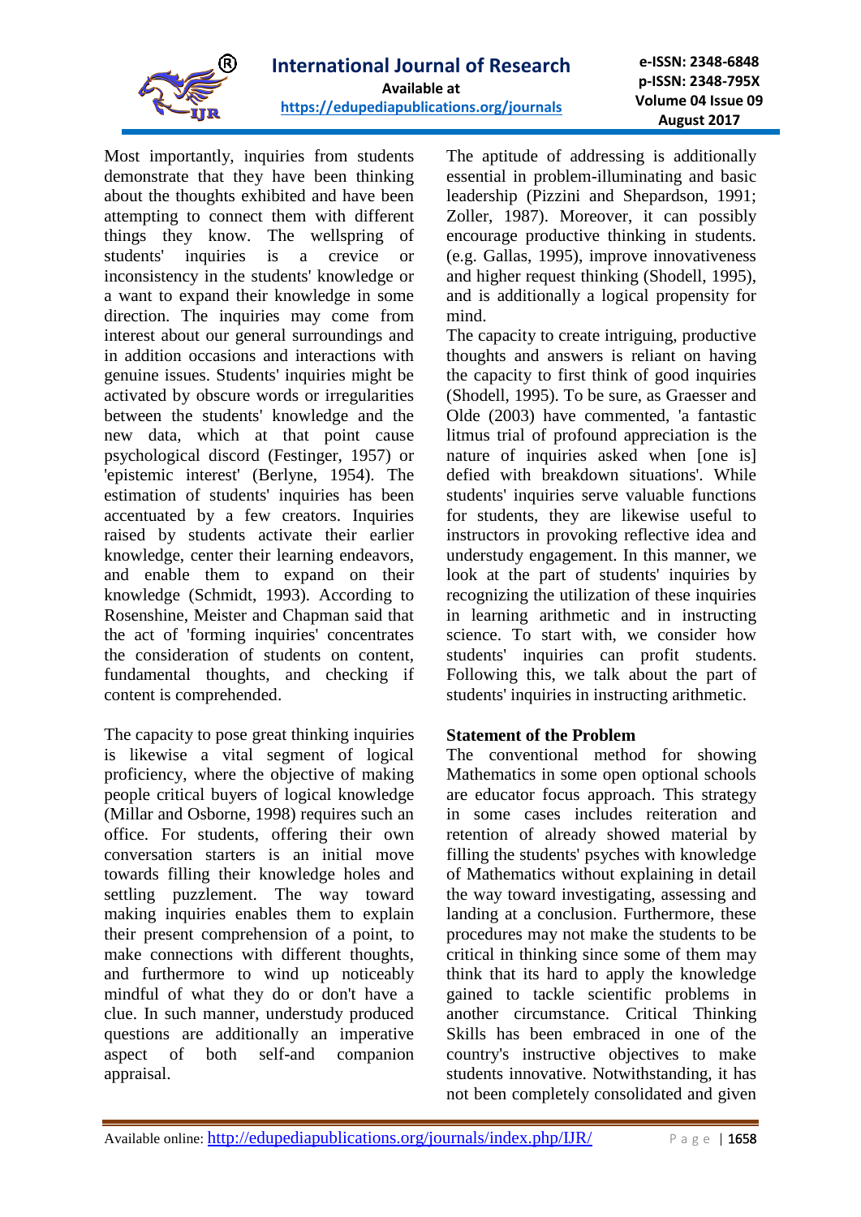Most importantly, inquiries from students demonstrate that they have been thinking about the thoughts exhibited and have been attempting to connect them with different things they know. The wellspring of students' inquiries is a crevice or inconsistency in the students' knowledge or a want to expand their knowledge in some direction. The inquiries may come from interest about our general surroundings and in addition occasions and interactions with genuine issues. Students' inquiries might be activated by obscure words or irregularities between the students' knowledge and the new data, which at that point cause psychological discord (Festinger, 1957) or 'epistemic interest' (Berlyne, 1954). The estimation of students' inquiries has been accentuated by a few creators. Inquiries raised by students activate their earlier knowledge, center their learning endeavors, and enable them to expand on their knowledge (Schmidt, 1993). According to Rosenshine, Meister and Chapman said that the act of 'forming inquiries' concentrates the consideration of students on content, fundamental thoughts, and checking if content is comprehended.

The capacity to pose great thinking inquiries is likewise a vital segment of logical proficiency, where the objective of making people critical buyers of logical knowledge (Millar and Osborne, 1998) requires such an office. For students, offering their own conversation starters is an initial move towards filling their knowledge holes and settling puzzlement. The way toward making inquiries enables them to explain their present comprehension of a point, to make connections with different thoughts, and furthermore to wind up noticeably mindful of what they do or don't have a clue. In such manner, understudy produced questions are additionally an imperative aspect of both self-and companion appraisal.

The aptitude of addressing is additionally essential in problem-illuminating and basic leadership (Pizzini and Shepardson, 1991; Zoller, 1987). Moreover, it can possibly encourage productive thinking in students. (e.g. Gallas, 1995), improve innovativeness and higher request thinking (Shodell, 1995), and is additionally a logical propensity for mind.

The capacity to create intriguing, productive thoughts and answers is reliant on having the capacity to first think of good inquiries (Shodell, 1995). To be sure, as Graesser and Olde (2003) have commented, 'a fantastic litmus trial of profound appreciation is the nature of inquiries asked when [one is] defied with breakdown situations'. While students' inquiries serve valuable functions for students, they are likewise useful to instructors in provoking reflective idea and understudy engagement. In this manner, we look at the part of students' inquiries by recognizing the utilization of these inquiries in learning arithmetic and in instructing science. To start with, we consider how students' inquiries can profit students. Following this, we talk about the part of students' inquiries in instructing arithmetic.

**Statement of the Problem**

The conventional method for showing Mathematics in some open optional schools are educator focus approach. This strategy in some cases includes reiteration and retention of already showed material by filling the students' psyches with knowledge of Mathematics without explaining in detail the way toward investigating, assessing and landing at a conclusion. Furthermore, these procedures may not make the students to be critical in thinking since some of them may think that its hard to apply the knowledge gained to tackle scientific problems in another circumstance. Critical Thinking Skills has been embraced in one of the country's instructive objectives to make students innovative. Notwithstanding, it has not been completely consolidated and given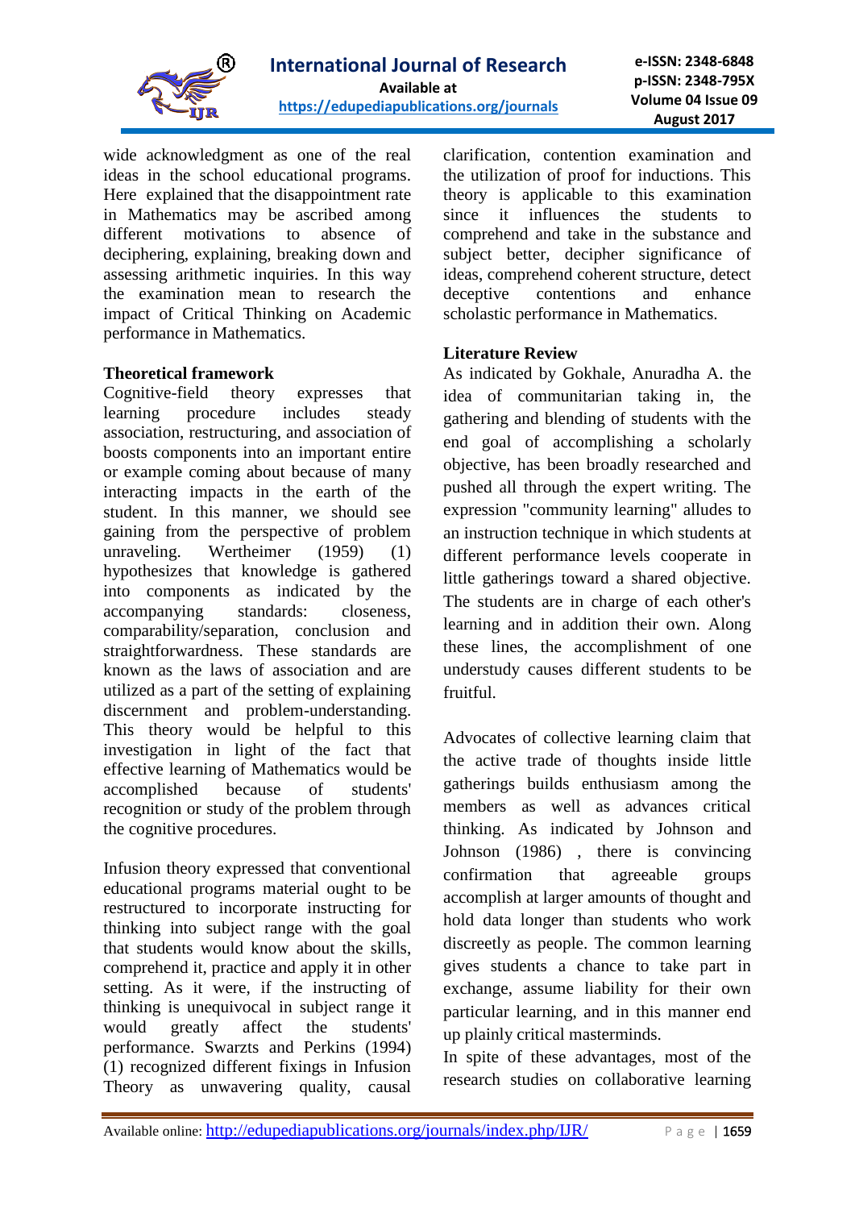wide acknowledgment as one of the real ideas in the school educational programs. Here explained that the disappointment rate in Mathematics may be ascribed among different motivations to absence of deciphering, explaining, breaking down and assessing arithmetic inquiries. In this way the examination mean to research the impact of Critical Thinking on Academic performance in Mathematics.

**Theoretical framework**

Cognitive-field theory expresses that learning procedure includes steady association, restructuring, and association of boosts components into an important entire or example coming about because of many interacting impacts in the earth of the student. In this manner, we should see gaining from the perspective of problem unraveling. Wertheimer (1959) (1) hypothesizes that knowledge is gathered into components as indicated by the accompanying standards: closeness, comparability/separation, conclusion and straightforwardness. These standards are known as the laws of association and are utilized as a part of the setting of explaining discernment and problem-understanding. This theory would be helpful to this investigation in light of the fact that effective learning of Mathematics would be accomplished because of students' recognition or study of the problem through the cognitive procedures.

Infusion theory expressed that conventional educational programs material ought to be restructured to incorporate instructing for thinking into subject range with the goal that students would know about the skills, comprehend it, practice and apply it in other setting. As it were, if the instructing of thinking is unequivocal in subject range it would greatly affect the students' performance. Swarzts and Perkins (1994) (1) recognized different fixings in Infusion Theory as unwavering quality, causal clarification, contention examination and the utilization of proof for inductions. This theory is applicable to this examination since it influences the students to comprehend and take in the substance and subject better, decipher significance of ideas, comprehend coherent structure, detect deceptive contentions and enhance scholastic performance in Mathematics.

**Literature Review**

As indicated by Gokhale, Anuradha A. the idea of communitarian taking in, the gathering and blending of students with the end goal of accomplishing a scholarly objective, has been broadly researched and pushed all through the expert writing. The expression "community learning" alludes to an instruction technique in which students at different performance levels cooperate in little gatherings toward a shared objective. The students are in charge of each other's learning and in addition their own. Along these lines, the accomplishment of one understudy causes different students to be fruitful.

Advocates of collective learning claim that the active trade of thoughts inside little gatherings builds enthusiasm among the members as well as advances critical thinking. As indicated by Johnson and Johnson (1986) , there is convincing confirmation that agreeable groups accomplish at larger amounts of thought and hold data longer than students who work discreetly as people. The common learning gives students a chance to take part in exchange, assume liability for their own particular learning, and in this manner end up plainly critical masterminds.

In spite of these advantages, most of the research studies on collaborative learning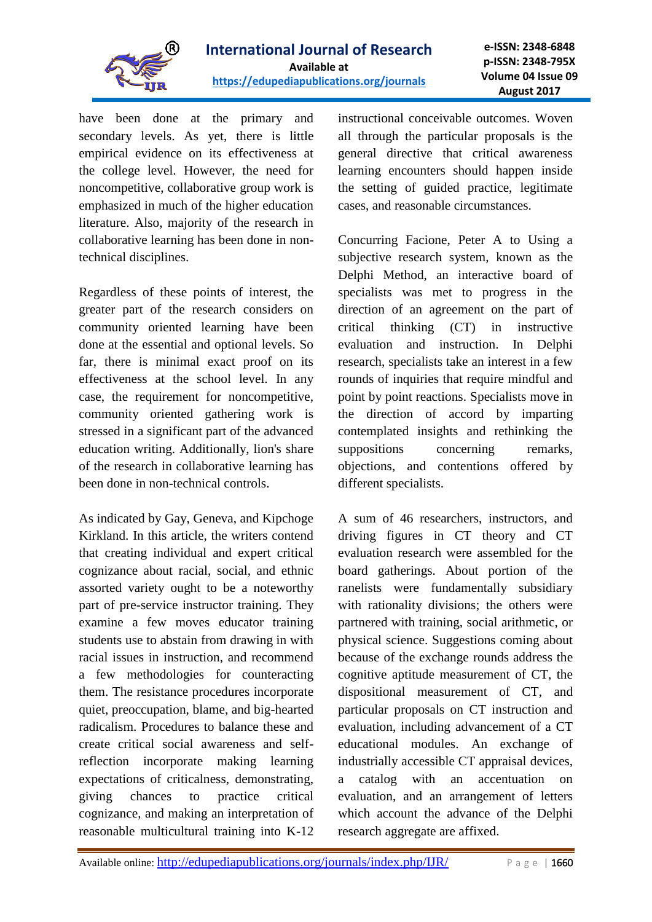have been done at the primary and secondary levels. As yet, there is little empirical evidence on its effectiveness at the college level. However, the need for noncompetitive, collaborative group work is emphasized in much of the higher education literature. Also, majority of the research in collaborative learning has been done in non-technical disciplines.

Regardless of these points of interest, the greater part of the research considers on community oriented learning have been done at the essential and optional levels. So far, there is minimal exact proof on its effectiveness at the school level. In any case, the requirement for noncompetitive, community oriented gathering work is stressed in a significant part of the advanced education writing. Additionally, lion's share of the research in collaborative learning has been done in non-technical controls.

As indicated by Gay, Geneva, and Kipchoge Kirkland. In this article, the writers contend that creating individual and expert critical cognizance about racial, social, and ethnic assorted variety ought to be a noteworthy part of pre-service instructor training. They examine a few moves educator training students use to abstain from drawing in with racial issues in instruction, and recommend a few methodologies for counteracting them. The resistance procedures incorporate quiet, preoccupation, blame, and big-hearted radicalism. Procedures to balance these and create critical social awareness and self-reflection incorporate making learning expectations of criticalness, demonstrating, giving chances to practice critical cognizance, and making an interpretation of reasonable multicultural training into K-12 instructional conceivable outcomes. Woven all through the particular proposals is the general directive that critical awareness learning encounters should happen inside the setting of guided practice, legitimate cases, and reasonable circumstances.

Concurring Facione, Peter A to Using a subjective research system, known as the Delphi Method, an interactive board of specialists was met to progress in the direction of an agreement on the part of critical thinking (CT) in instructive evaluation and instruction. In Delphi research, specialists take an interest in a few rounds of inquiries that require mindful and point by point reactions. Specialists move in the direction of accord by imparting contemplated insights and rethinking the suppositions concerning remarks, objections, and contentions offered by different specialists.

A sum of 46 researchers, instructors, and driving figures in CT theory and CT evaluation research were assembled for the board gatherings. About portion of the ranelists were fundamentally subsidiary with rationality divisions; the others were partnered with training, social arithmetic, or physical science. Suggestions coming about because of the exchange rounds address the cognitive aptitude measurement of CT, the dispositional measurement of CT, and particular proposals on CT instruction and evaluation, including advancement of a CT educational modules. An exchange of industrially accessible CT appraisal devices, a catalog with an accentuation on evaluation, and an arrangement of letters which account the advance of the Delphi research aggregate are affixed.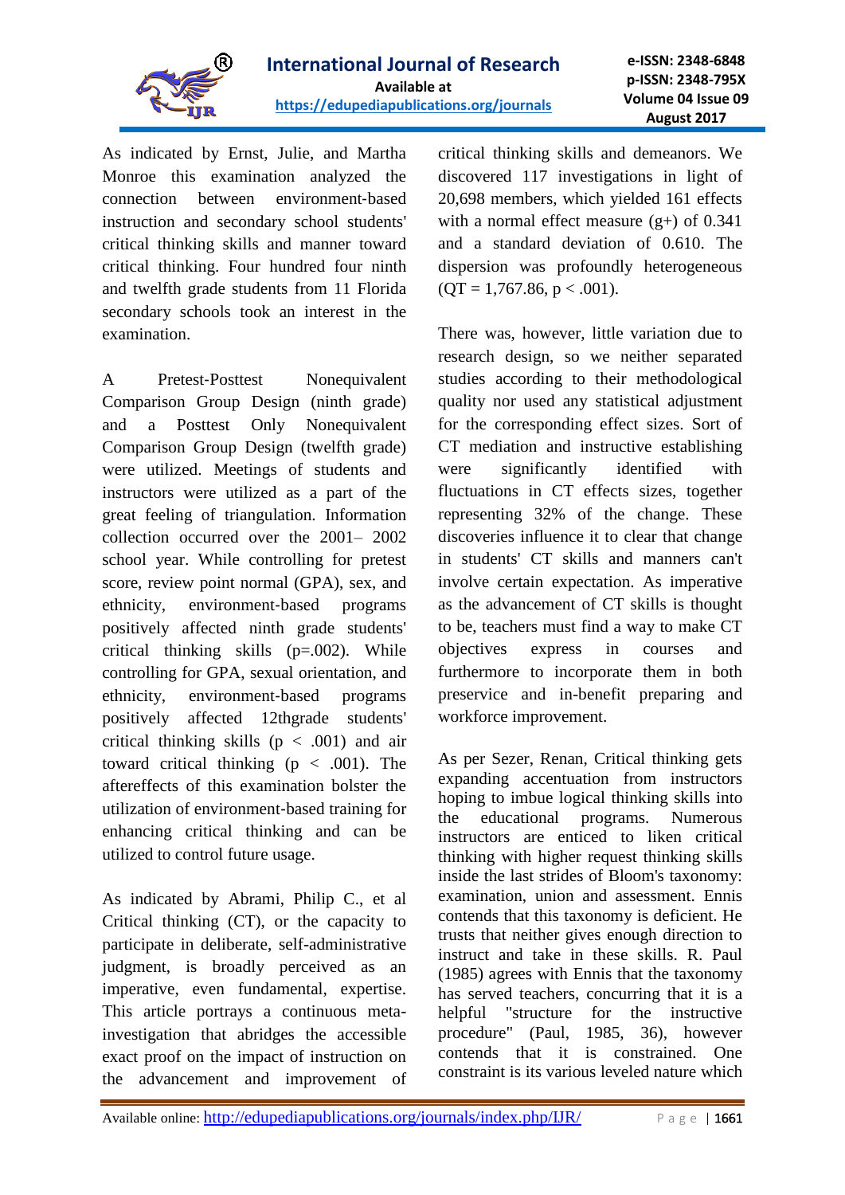As indicated by Ernst, Julie, and Martha Monroe this examination analyzed the connection between environment-based instruction and secondary school students' critical thinking skills and manner toward critical thinking. Four hundred four ninth and twelfth grade students from 11 Florida secondary schools took an interest in the examination.

A Pretest-Posttest Nonequivalent Comparison Group Design (ninth grade) and a Posttest Only Nonequivalent Comparison Group Design (twelfth grade) were utilized. Meetings of students and instructors were utilized as a part of the great feeling of triangulation. Information collection occurred over the 2001– 2002 school year. While controlling for pretest score, review point normal (GPA), sex, and ethnicity, environment-based programs positively affected ninth grade students' critical thinking skills ($p=.002$). While controlling for GPA, sexual orientation, and ethnicity, environment-based programs positively affected 12thgrade students' critical thinking skills ($p < .001$) and air toward critical thinking ($p < .001$). The aftereffects of this examination bolster the utilization of environment-based training for enhancing critical thinking and can be utilized to control future usage.

As indicated by Abrami, Philip C., et al Critical thinking (CT), or the capacity to participate in deliberate, self-administrative judgment, is broadly perceived as an imperative, even fundamental, expertise. This article portrays a continuous meta-investigation that abridges the accessible exact proof on the impact of instruction on the advancement and improvement of critical thinking skills and demeanors. We discovered 117 investigations in light of 20,698 members, which yielded 161 effects with a normal effect measure ($g+$) of 0.341 and a standard deviation of 0.610. The dispersion was profoundly heterogeneous ($Q_T = 1,767.86$, $p < .001$).

There was, however, little variation due to research design, so we neither separated studies according to their methodological quality nor used any statistical adjustment for the corresponding effect sizes. Sort of CT mediation and instructive establishing were significantly identified with fluctuations in CT effects sizes, together representing 32% of the change. These discoveries influence it to clear that change in students' CT skills and manners can't involve certain expectation. As imperative as the advancement of CT skills is thought to be, teachers must find a way to make CT objectives express in courses and furthermore to incorporate them in both preservice and in-benefit preparing and workforce improvement.

As per Sezer, Renan, Critical thinking gets expanding accentuation from instructors hoping to imbue logical thinking skills into the educational programs. Numerous instructors are enticed to liken critical thinking with higher request thinking skills inside the last strides of Bloom's taxonomy: examination, union and assessment. Ennis contends that this taxonomy is deficient. He trusts that neither gives enough direction to instruct and take in these skills. R. Paul (1985) agrees with Ennis that the taxonomy has served teachers, concurring that it is a helpful "structure for the instructive procedure" (Paul, 1985, 36), however contends that it is constrained. One constraint is its various leveled nature which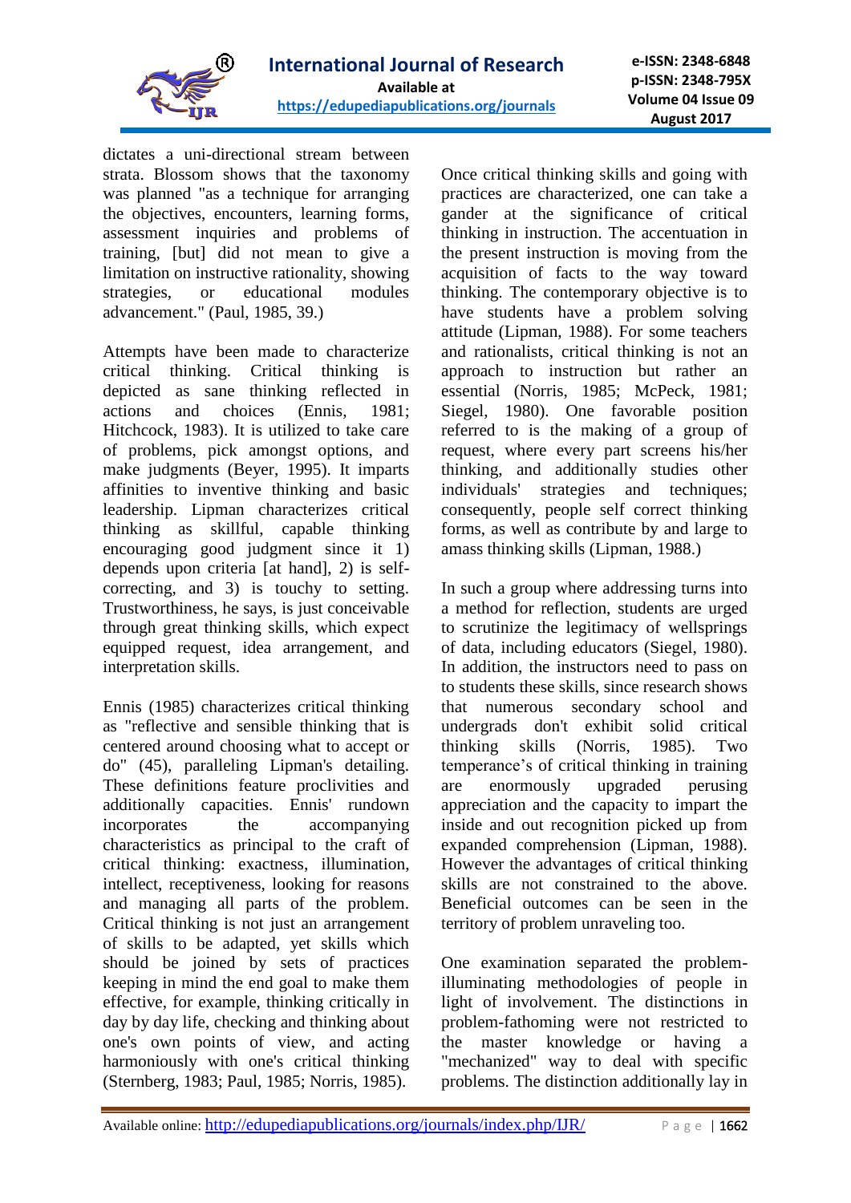dictates a uni-directional stream between strata. Blossom shows that the taxonomy was planned "as a technique for arranging the objectives, encounters, learning forms, assessment inquiries and problems of training, [but] did not mean to give a limitation on instructive rationality, showing strategies, or educational modules advancement." (Paul, 1985, 39.)

Attempts have been made to characterize critical thinking. Critical thinking is depicted as sane thinking reflected in actions and choices (Ennis, 1981; Hitchcock, 1983). It is utilized to take care of problems, pick amongst options, and make judgments (Beyer, 1995). It imparts affinities to inventive thinking and basic leadership. Lipman characterizes critical thinking as skillful, capable thinking encouraging good judgment since it 1) depends upon criteria [at hand], 2) is self-correcting, and 3) is touchy to setting. Trustworthiness, he says, is just conceivable through great thinking skills, which expect equipped request, idea arrangement, and interpretation skills.

Ennis (1985) characterizes critical thinking as "reflective and sensible thinking that is centered around choosing what to accept or do" (45), paralleling Lipman's detailing. These definitions feature proclivities and additionally capacities. Ennis' rundown incorporates the accompanying characteristics as principal to the craft of critical thinking: exactness, illumination, intellect, receptiveness, looking for reasons and managing all parts of the problem. Critical thinking is not just an arrangement of skills to be adapted, yet skills which should be joined by sets of practices keeping in mind the end goal to make them effective, for example, thinking critically in day by day life, checking and thinking about one's own points of view, and acting harmoniously with one's critical thinking (Sternberg, 1983; Paul, 1985; Norris, 1985).

Once critical thinking skills and going with practices are characterized, one can take a gander at the significance of critical thinking in instruction. The accentuation in the present instruction is moving from the acquisition of facts to the way toward thinking. The contemporary objective is to have students have a problem solving attitude (Lipman, 1988). For some teachers and rationalists, critical thinking is not an approach to instruction but rather an essential (Norris, 1985; McPeck, 1981; Siegel, 1980). One favorable position referred to is the making of a group of request, where every part screens his/her thinking, and additionally studies other individuals' strategies and techniques; consequently, people self correct thinking forms, as well as contribute by and large to amass thinking skills (Lipman, 1988.)

In such a group where addressing turns into a method for reflection, students are urged to scrutinize the legitimacy of wellsprings of data, including educators (Siegel, 1980). In addition, the instructors need to pass on to students these skills, since research shows that numerous secondary school and undergrads don't exhibit solid critical thinking skills (Norris, 1985). Two temperance's of critical thinking in training are enormously upgraded perusing appreciation and the capacity to impart the inside and out recognition picked up from expanded comprehension (Lipman, 1988). However the advantages of critical thinking skills are not constrained to the above. Beneficial outcomes can be seen in the territory of problem unraveling too.

One examination separated the problem-illuminating methodologies of people in light of involvement. The distinctions in problem-fathoming were not restricted to the master knowledge or having a "mechanized" way to deal with specific problems. The distinction additionally lay in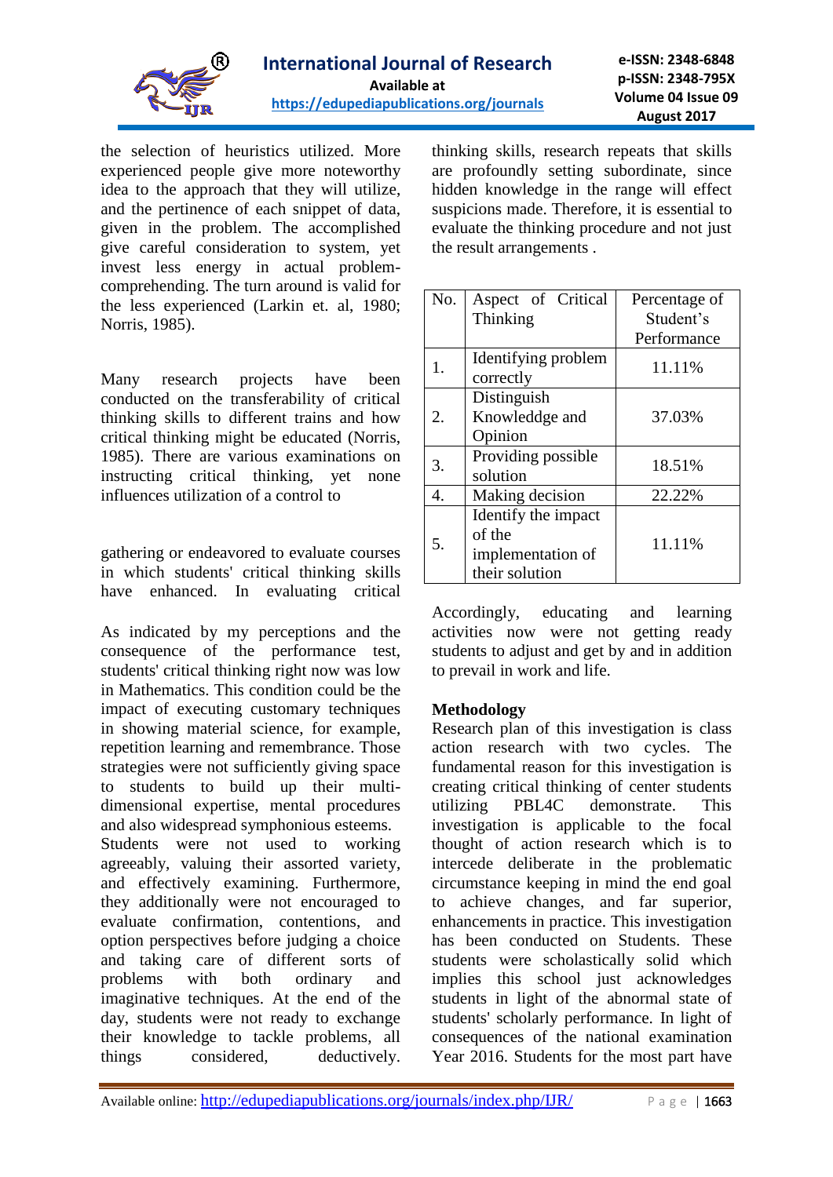the selection of heuristics utilized. More experienced people give more noteworthy idea to the approach that they will utilize, and the pertinence of each snippet of data, given in the problem. The accomplished give careful consideration to system, yet invest less energy in actual problem-comprehending. The turn around is valid for the less experienced (Larkin et. al, 1980; Norris, 1985).

Many research projects have been conducted on the transferability of critical thinking skills to different trains and how critical thinking might be educated (Norris, 1985). There are various examinations on instructing critical thinking, yet none influences utilization of a control to

gathering or endeavored to evaluate courses in which students' critical thinking skills have enhanced. In evaluating critical

As indicated by my perceptions and the consequence of the performance test, students' critical thinking right now was low in Mathematics. This condition could be the impact of executing customary techniques in showing material science, for example, repetition learning and remembrance. Those strategies were not sufficiently giving space to students to build up their multi-dimensional expertise, mental procedures and also widespread symphonious esteems. Students were not used to working agreeably, valuing their assorted variety, and effectively examining. Furthermore, they additionally were not encouraged to evaluate confirmation, contentions, and option perspectives before judging a choice and taking care of different sorts of problems with both ordinary and imaginative techniques. At the end of the day, students were not ready to exchange their knowledge to tackle problems, all things considered, deductively.

thinking skills, research repeats that skills are profoundly setting subordinate, since hidden knowledge in the range will effect suspicions made. Therefore, it is essential to evaluate the thinking procedure and not just the result arrangements .

| No. | Aspect of Critical Thinking | Percentage of Student's Performance |
|---|---|---|
| 1. | Identifying problem correctly | 11.11% |
| 2. | Distinguish Knowleddge and Opinion | 37.03% |
| 3. | Providing possible solution | 18.51% |
| 4. | Making decision | 22.22% |
| 5. | Identify the impact of the implementation of their solution | 11.11% |

Accordingly, educating and learning activities now were not getting ready students to adjust and get by and in addition to prevail in work and life.

**Methodology**

Research plan of this investigation is class action research with two cycles. The fundamental reason for this investigation is creating critical thinking of center students utilizing PBL4C demonstrate. This investigation is applicable to the focal thought of action research which is to intercede deliberate in the problematic circumstance keeping in mind the end goal to achieve changes, and far superior, enhancements in practice. This investigation has been conducted on Students. These students were scholastically solid which implies this school just acknowledges students in light of the abnormal state of students' scholarly performance. In light of consequences of the national examination Year 2016. Students for the most part have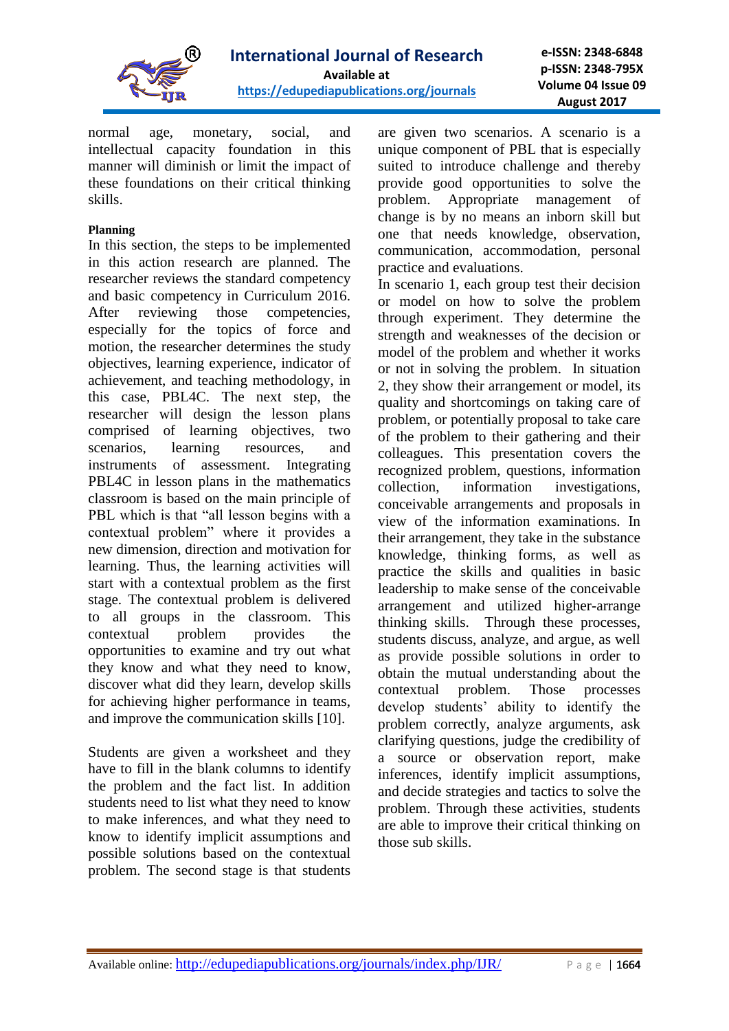normal age, monetary, social, and intellectual capacity foundation in this manner will diminish or limit the impact of these foundations on their critical thinking skills.

**Planning**

In this section, the steps to be implemented in this action research are planned. The researcher reviews the standard competency and basic competency in Curriculum 2016. After reviewing those competencies, especially for the topics of force and motion, the researcher determines the study objectives, learning experience, indicator of achievement, and teaching methodology, in this case, PBL4C. The next step, the researcher will design the lesson plans comprised of learning objectives, two scenarios, learning resources, and instruments of assessment. Integrating PBL4C in lesson plans in the mathematics classroom is based on the main principle of PBL which is that "all lesson begins with a contextual problem" where it provides a new dimension, direction and motivation for learning. Thus, the learning activities will start with a contextual problem as the first stage. The contextual problem is delivered to all groups in the classroom. This contextual problem provides the opportunities to examine and try out what they know and what they need to know, discover what did they learn, develop skills for achieving higher performance in teams, and improve the communication skills [10].

Students are given a worksheet and they have to fill in the blank columns to identify the problem and the fact list. In addition students need to list what they need to know to make inferences, and what they need to know to identify implicit assumptions and possible solutions based on the contextual problem. The second stage is that students are given two scenarios. A scenario is a unique component of PBL that is especially suited to introduce challenge and thereby provide good opportunities to solve the problem. Appropriate management of change is by no means an inborn skill but one that needs knowledge, observation, communication, accommodation, personal practice and evaluations.

In scenario 1, each group test their decision or model on how to solve the problem through experiment. They determine the strength and weakneses of the decision or model of the problem and whether it works or not in solving the problem. In situation 2, they show their arrangement or model, its quality and shortcomings on taking care of problem, or potentially proposal to take care of the problem to their gathering and their colleagues. This presentation covers the recognized problem, questions, information collection, information investigations, conceivable arrangements and proposals in view of the information examinations. In their arrangement, they take in the substance knowledge, thinking forms, as well as practice the skills and qualities in basic leadership to make sense of the conceivable arrangement and utilized higher-arrange thinking skills. Through these processes, students discuss, analyze, and argue, as well as provide possible solutions in order to obtain the mutual understanding about the contextual problem. Those processes develop students' ability to identify the problem correctly, analyze arguments, ask clarifying questions, judge the credibility of a source or observation report, make inferences, identify implicit assumptions, and decide strategies and tactics to solve the problem. Through these activities, students are able to improve their critical thinking on those sub skills.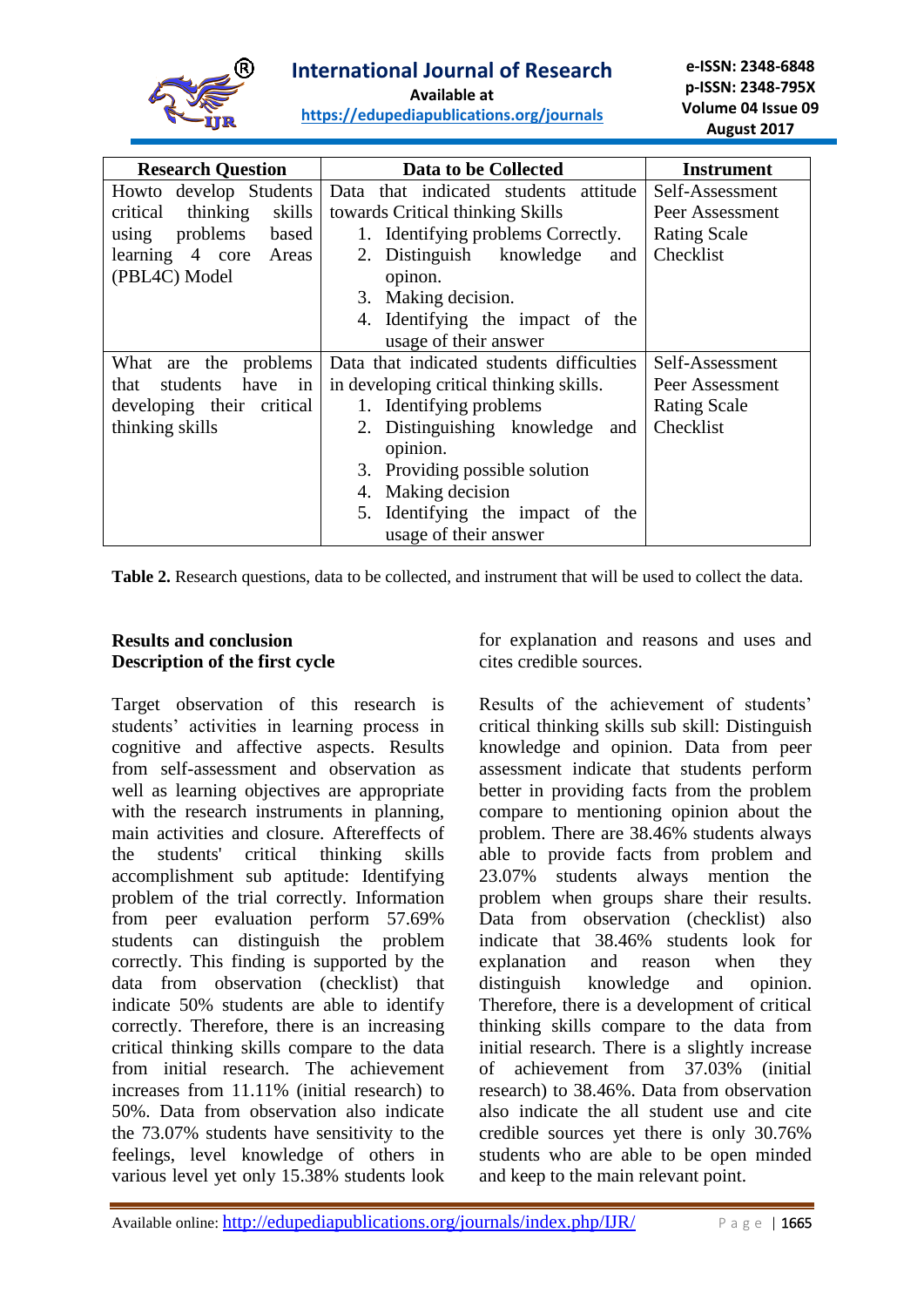| Research Question | Data to be Collected | Instrument |
|---|---|---|
| Howto develop Students critical thinking skills using problems based learning 4 core Areas (PBL4C) Model | Data that indicated students attitude towards Critical thinking Skills<br>1. Identifying problems Correctly.<br>2. Distinguish knowledge and opinon.<br>3. Making decision.<br>4. Identifying the impact of the usage of their answer | Self-Assessment<br>Peer Assessment<br>Rating Scale<br>Checklist |
| What are the problems that students have in developing their critical thinking skills | Data that indicated students difficulties in developing critical thinking skills.<br>1. Identifying problems<br>2. Distinguishing knowledge and opinion.<br>3. Providing possible solution<br>4. Making decision<br>5. Identifying the impact of the usage of their answer | Self-Assessment<br>Peer Assessment<br>Rating Scale<br>Checklist |

**Table 2.** Research questions, data to be collected, and instrument that will be used to collect the data.

## Results and conclusion

### Description of the first cycle

Target observation of this research is students' activities in learning process in cognitive and affective aspects. Results from self-assessment and observation as well as learning objectives are appropriate with the research instruments in planning, main activities and closure. Aftereffects of the students' critical thinking skills accomplishment sub aptitude: Identifying problem of the trial correctly. Information from peer evaluation perform 57.69% students can distinguish the problem correctly. This finding is supported by the data from observation (checklist) that indicate 50% students are able to identify correctly. Therefore, there is an increasing critical thinking skills compare to the data from initial research. The achievement increases from 11.11% (initial research) to 50%. Data from observation also indicate the 73.07% students have sensitivity to the feelings, level knowledge of others in various level yet only 15.38% students look for explanation and reasons and uses and cites credible sources.

Results of the achievement of students' critical thinking skills sub skill: Distinguish knowledge and opinion. Data from peer assessment indicate that students perform better in providing facts from the problem compare to mentioning opinion about the problem. There are 38.46% students always able to provide facts from problem and 23.07% students always mention the problem when groups share their results. Data from observation (checklist) also indicate that 38.46% students look for explanation and reason when they distinguish knowledge and opinion. Therefore, there is a development of critical thinking skills compare to the data from initial research. There is a slightly increase of achievement from 37.03% (initial research) to 38.46%. Data from observation also indicate the all student use and cite credible sources yet there is only 30.76% students who are able to be open minded and keep to the main relevant point.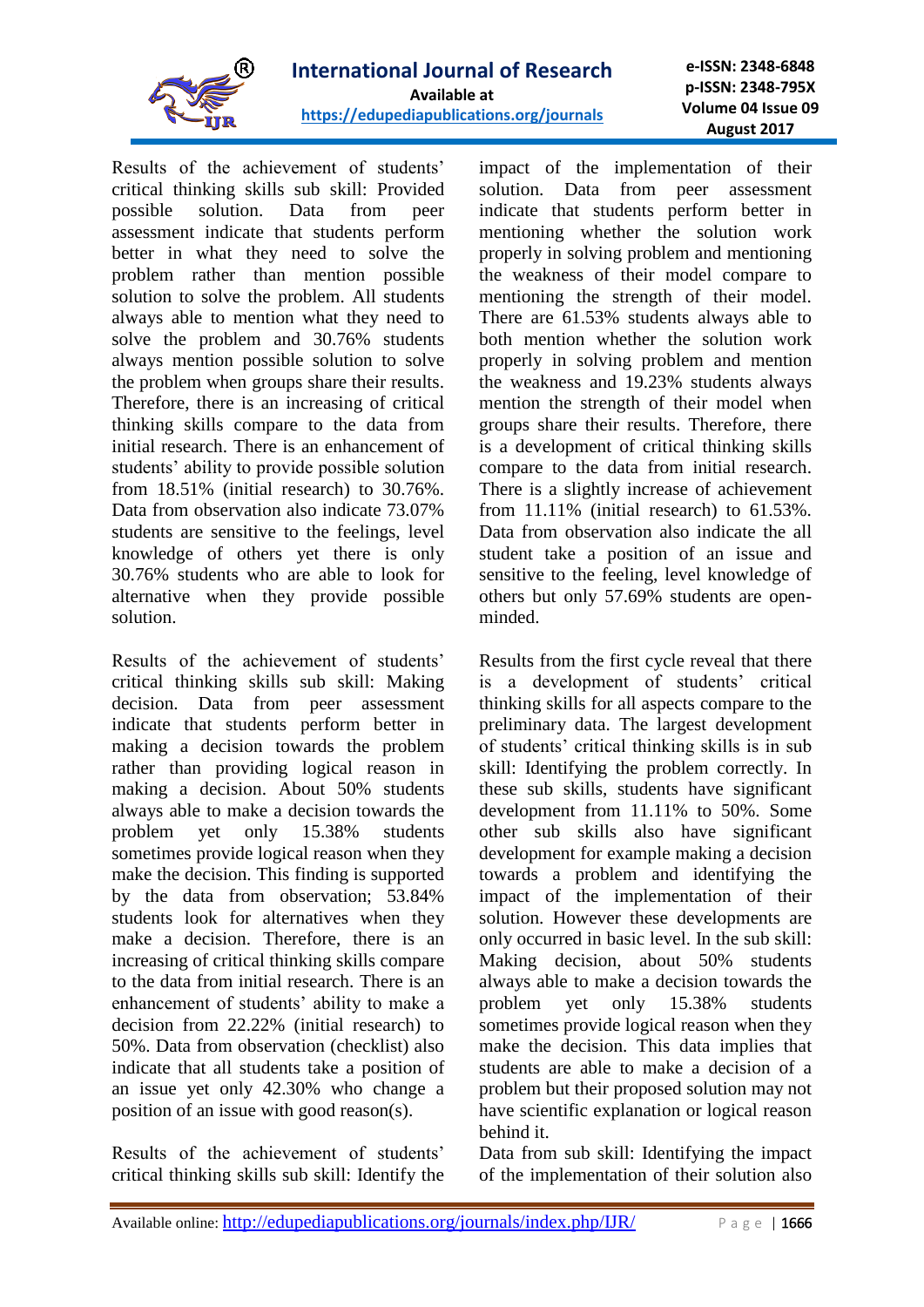Results of the achievement of students' critical thinking skills sub skill: Provided possible solution. Data from peer assessment indicate that students perform better in what they need to solve the problem rather than mention possible solution to solve the problem. All students always able to mention what they need to solve the problem and 30.76% students always mention possible solution to solve the problem when groups share their results. Therefore, there is an increasing of critical thinking skills compare to the data from initial research. There is an enhancement of students' ability to provide possible solution from 18.51% (initial research) to 30.76%. Data from observation also indicate 73.07% students are sensitive to the feelings, level knowledge of others yet there is only 30.76% students who are able to look for alternative when they provide possible solution.

Results of the achievement of students' critical thinking skills sub skill: Making decision. Data from peer assessment indicate that students perform better in making a decision towards the problem rather than providing logical reason in making a decision. About 50% students always able to make a decision towards the problem yet only 15.38% students sometimes provide logical reason when they make the decision. This finding is supported by the data from observation; 53.84% students look for alternatives when they make a decision. Therefore, there is an increasing of critical thinking skills compare to the data from initial research. There is an enhancement of students' ability to make a decision from 22.22% (initial research) to 50%. Data from observation (checklist) also indicate that all students take a position of an issue yet only 42.30% who change a position of an issue with good reason(s).

Results of the achievement of students' critical thinking skills sub skill: Identify the impact of the implementation of their solution. Data from peer assessment indicate that students perform better in mentioning whether the solution work properly in solving problem and mentioning the weakness of their model compare to mentioning the strength of their model. There are 61.53% students always able to both mention whether the solution work properly in solving problem and mention the weakness and 19.23% students always mention the strength of their model when groups share their results. Therefore, there is a development of critical thinking skills compare to the data from initial research. There is a slightly increase of achievement from 11.11% (initial research) to 61.53%. Data from observation also indicate the all student take a position of an issue and sensitive to the feeling, level knowledge of others but only 57.69% students are open-minded.

Results from the first cycle reveal that there is a development of students' critical thinking skills for all aspects compare to the preliminary data. The largest development of students' critical thinking skills is in sub skill: Identifying the problem correctly. In these sub skills, students have significant development from 11.11% to 50%. Some other sub skills also have significant development for example making a decision towards a problem and identifying the impact of the implementation of their solution. However these developments are only occurred in basic level. In the sub skill: Making decision, about 50% students always able to make a decision towards the problem yet only 15.38% students sometimes provide logical reason when they make the decision. This data implies that students are able to make a decision of a problem but their proposed solution may not have scientific explanation or logical reason behind it.

Data from sub skill: Identifying the impact of the implementation of their solution also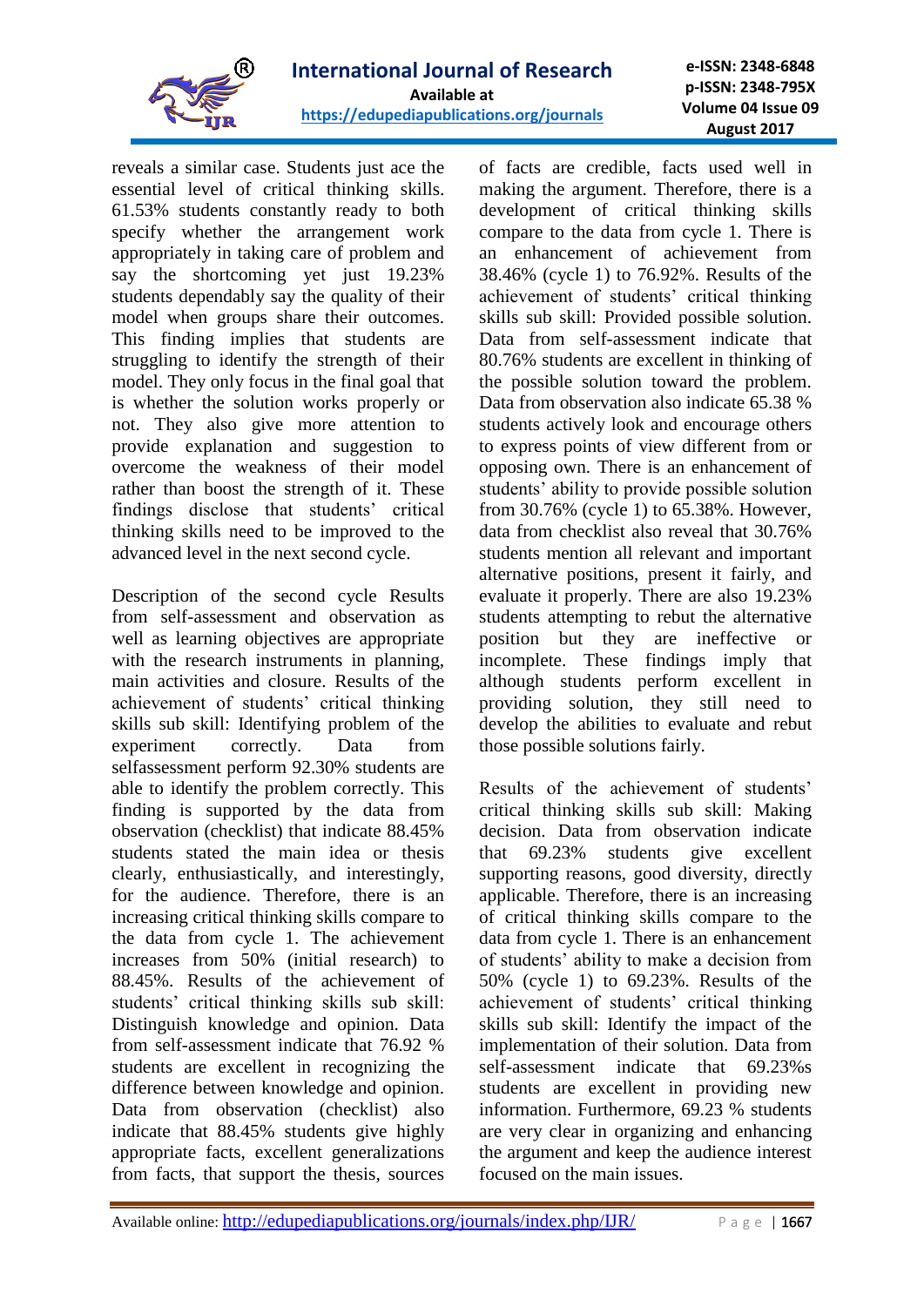reveals a similar case. Students just ace the essential level of critical thinking skills. 61.53% students constantly ready to both specify whether the arrangement work appropriately in taking care of problem and say the shortcoming yet just 19.23% students dependably say the quality of their model when groups share their outcomes. This finding implies that students are struggling to identify the strength of their model. They only focus in the final goal that is whether the solution works properly or not. They also give more attention to provide explanation and suggestion to overcome the weakness of their model rather than boost the strength of it. These findings disclose that students' critical thinking skills need to be improved to the advanced level in the next second cycle.

Description of the second cycle Results from self-assessment and observation as well as learning objectives are appropriate with the research instruments in planning, main activities and closure. Results of the achievement of students' critical thinking skills sub skill: Identifying problem of the experiment correctly. Data from selfassessment perform 92.30% students are able to identify the problem correctly. This finding is supported by the data from observation (checklist) that indicate 88.45% students stated the main idea or thesis clearly, enthusiastically, and interestingly, for the audience. Therefore, there is an increasing critical thinking skills compare to the data from cycle 1. The achievement increases from 50% (initial research) to 88.45%. Results of the achievement of students' critical thinking skills sub skill: Distinguish knowledge and opinion. Data from self-assessment indicate that 76.92 % students are excellent in recognizing the difference between knowledge and opinion. Data from observation (checklist) also indicate that 88.45% students give highly appropriate facts, excellent generalizations from facts, that support the thesis, sources of facts are credible, facts used well in making the argument. Therefore, there is a development of critical thinking skills compare to the data from cycle 1. There is an enhancement of achievement from 38.46% (cycle 1) to 76.92%. Results of the achievement of students' critical thinking skills sub skill: Provided possible solution. Data from self-assessment indicate that 80.76% students are excellent in thinking of the possible solution toward the problem. Data from observation also indicate 65.38 % students actively look and encourage others to express points of view different from or opposing own. There is an enhancement of students' ability to provide possible solution from 30.76% (cycle 1) to 65.38%. However, data from checklist also reveal that 30.76% students mention all relevant and important alternative positions, present it fairly, and evaluate it properly. There are also 19.23% students attempting to rebut the alternative position but they are ineffective or incomplete. These findings imply that although students perform excellent in providing solution, they still need to develop the abilities to evaluate and rebut those possible solutions fairly.

Results of the achievement of students' critical thinking skills sub skill: Making decision. Data from observation indicate that 69.23% students give excellent supporting reasons, good diversity, directly applicable. Therefore, there is an increasing of critical thinking skills compare to the data from cycle 1. There is an enhancement of students' ability to make a decision from 50% (cycle 1) to 69.23%. Results of the achievement of students' critical thinking skills sub skill: Identify the impact of the implementation of their solution. Data from self-assessment indicate that 69.23%s students are excellent in providing new information. Furthermore, 69.23 % students are very clear in organizing and enhancing the argument and keep the audience interest focused on the main issues.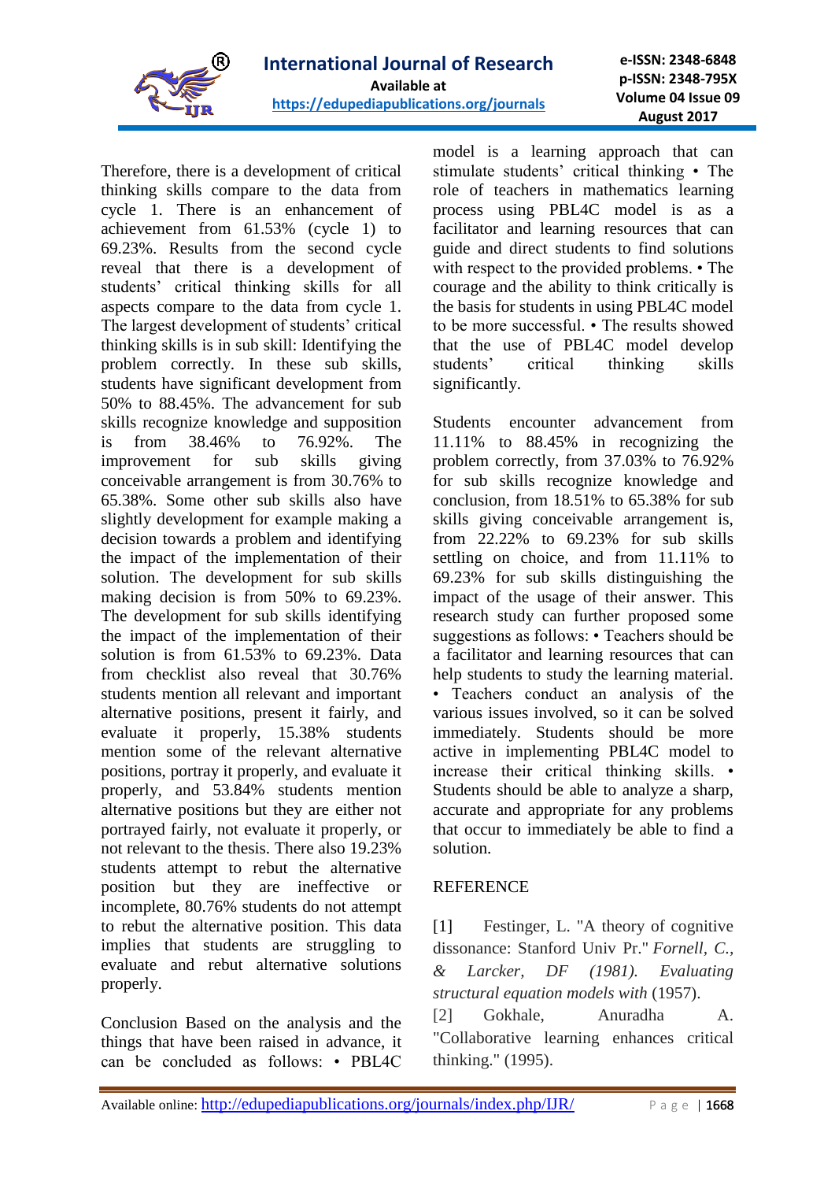Therefore, there is a development of critical thinking skills compare to the data from cycle 1. There is an enhancement of achievement from 61.53% (cycle 1) to 69.23%. Results from the second cycle reveal that there is a development of students' critical thinking skills for all aspects compare to the data from cycle 1. The largest development of students' critical thinking skills is in sub skill: Identifying the problem correctly. In these sub skills, students have significant development from 50% to 88.45%. The advancement for sub skills recognize knowledge and supposition is from 38.46% to 76.92%. The improvement for sub skills giving conceivable arrangement is from 30.76% to 65.38%. Some other sub skills also have slightly development for example making a decision towards a problem and identifying the impact of the implementation of their solution. The development for sub skills making decision is from 50% to 69.23%. The development for sub skills identifying the impact of the implementation of their solution is from 61.53% to 69.23%. Data from checklist also reveal that 30.76% students mention all relevant and important alternative positions, present it fairly, and evaluate it properly, 15.38% students mention some of the relevant alternative positions, portray it properly, and evaluate it properly, and 53.84% students mention alternative positions but they are either not portrayed fairly, not evaluate it properly, or not relevant to the thesis. There also 19.23% students attempt to rebut the alternative position but they are ineffective or incomplete, 80.76% students do not attempt to rebut the alternative position. This data implies that students are struggling to evaluate and rebut alternative solutions properly.

Conclusion Based on the analysis and the things that have been raised in advance, it can be concluded as follows: • PBL4C model is a learning approach that can stimulate students' critical thinking • The role of teachers in mathematics learning process using PBL4C model is as a facilitator and learning resources that can guide and direct students to find solutions with respect to the provided problems. • The courage and the ability to think critically is the basis for students in using PBL4C model to be more successful. • The results showed that the use of PBL4C model develop students' critical thinking skills significantly.

Students encounter advancement from 11.11% to 88.45% in recognizing the problem correctly, from 37.03% to 76.92% for sub skills recognize knowledge and conclusion, from 18.51% to 65.38% for sub skills giving conceivable arrangement is, from 22.22% to 69.23% for sub skills settling on choice, and from 11.11% to 69.23% for sub skills distinguishing the impact of the usage of their answer. This research study can further proposed some suggestions as follows: • Teachers should be a facilitator and learning resources that can help students to study the learning material. • Teachers conduct an analysis of the various issues involved, so it can be solved immediately. Students should be more active in implementing PBL4C model to increase their critical thinking skills. • Students should be able to analyze a sharp, accurate and appropriate for any problems that occur to immediately be able to find a solution.

REFERENCE

[1] Festinger, L. "A theory of cognitive dissonance: Stanford Univ Pr." *Fornell, C., & Larcker, DF (1981). Evaluating structural equation models with* (1957).

[2] Gokhale, Anuradha A. "Collaborative learning enhances critical thinking." (1995).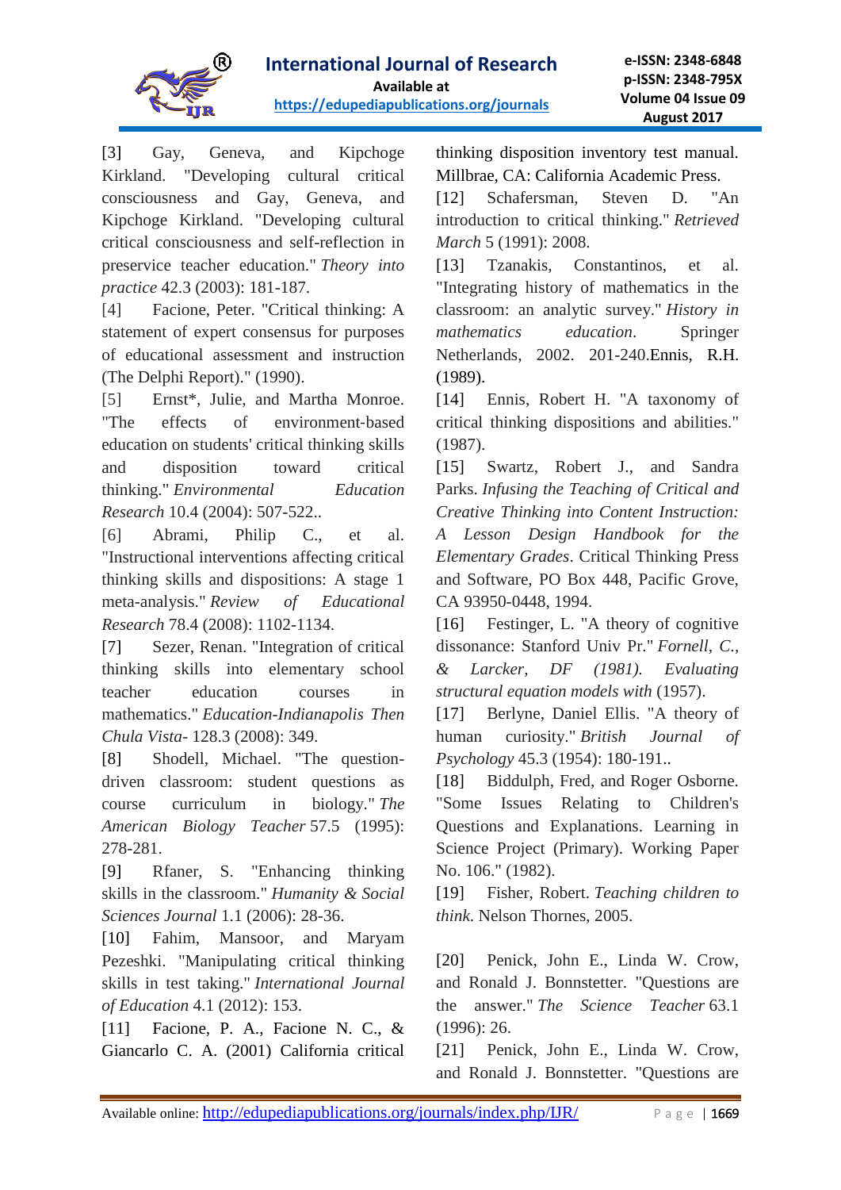[3] Gay, Geneva, and Kipchoge Kirkland. "Developing cultural critical consciousness and Gay, Geneva, and Kipchoge Kirkland. "Developing cultural critical consciousness and self-reflection in preservice teacher education." *Theory into practice* 42.3 (2003): 181-187.

[4] Facione, Peter. "Critical thinking: A statement of expert consensus for purposes of educational assessment and instruction (The Delphi Report)." (1990).

[5] Ernst*, Julie, and Martha Monroe. "The effects of environment-based education on students' critical thinking skills and disposition toward critical thinking." *Environmental Education Research* 10.4 (2004): 507-522..

[6] Abrami, Philip C., et al. "Instructional interventions affecting critical thinking skills and dispositions: A stage 1 meta-analysis." *Review of Educational Research* 78.4 (2008): 1102-1134.

[7] Sezer, Renan. "Integration of critical thinking skills into elementary school teacher education courses in mathematics." *Education-Indianapolis Then Chula Vista-* 128.3 (2008): 349.

[8] Shodell, Michael. "The question-driven classroom: student questions as course curriculum in biology." *The American Biology Teacher* 57.5 (1995): 278-281.

[9] Rfaner, S. "Enhancing thinking skills in the classroom." *Humanity & Social Sciences Journal* 1.1 (2006): 28-36.

[10] Fahim, Mansoor, and Maryam Pezeshki. "Manipulating critical thinking skills in test taking." *International Journal of Education* 4.1 (2012): 153.

[11] Facione, P. A., Facione N. C., & Giancarlo C. A. (2001) California critical thinking disposition inventory test manual. Millbrae, CA: California Academic Press.

[12] Schafersman, Steven D. "An introduction to critical thinking." *Retrieved March* 5 (1991): 2008.

[13] Tzanakis, Constantinos, et al. "Integrating history of mathematics in the classroom: an analytic survey." *History in mathematics education*. Springer Netherlands, 2002. 201-240.Ennis, R.H. (1989).

[14] Ennis, Robert H. "A taxonomy of critical thinking dispositions and abilities." (1987).

[15] Swartz, Robert J., and Sandra Parks. *Infusing the Teaching of Critical and Creative Thinking into Content Instruction: A Lesson Design Handbook for the Elementary Grades*. Critical Thinking Press and Software, PO Box 448, Pacific Grove, CA 93950-0448, 1994.

[16] Festinger, L. "A theory of cognitive dissonance: Stanford Univ Pr." *Fornell, C., & Larcker, DF (1981). Evaluating structural equation models with* (1957).

[17] Berlyne, Daniel Ellis. "A theory of human curiosity." *British Journal of Psychology* 45.3 (1954): 180-191..

[18] Biddulph, Fred, and Roger Osborne. "Some Issues Relating to Children's Questions and Explanations. Learning in Science Project (Primary). Working Paper No. 106." (1982).

[19] Fisher, Robert. *Teaching children to think*. Nelson Thornes, 2005.

[20] Penick, John E., Linda W. Crow, and Ronald J. Bonnstetter. "Questions are the answer." *The Science Teacher* 63.1 (1996): 26.

[21] Penick, John E., Linda W. Crow, and Ronald J. Bonnstetter. "Questions are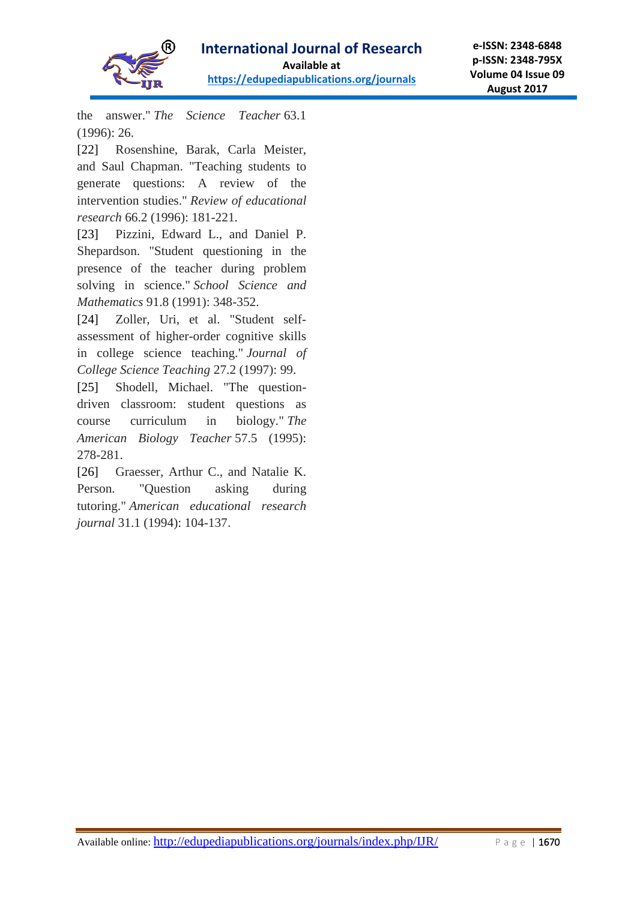the answer." *The Science Teacher* 63.1 (1996): 26.

[22] Rosenshine, Barak, Carla Meister, and Saul Chapman. "Teaching students to generate questions: A review of the intervention studies." *Review of educational research* 66.2 (1996): 181-221.

[23] Pizzini, Edward L., and Daniel P. Shepardson. "Student questioning in the presence of the teacher during problem solving in science." *School Science and Mathematics* 91.8 (1991): 348-352.

[24] Zoller, Uri, et al. "Student self-assessment of higher-order cognitive skills in college science teaching." *Journal of College Science Teaching* 27.2 (1997): 99.

[25] Shodell, Michael. "The question-driven classroom: student questions as course curriculum in biology." *The American Biology Teacher* 57.5 (1995): 278-281.

[26] Graesser, Arthur C., and Natalie K. Person. "Question asking during tutoring." *American educational research journal* 31.1 (1994): 104-137.